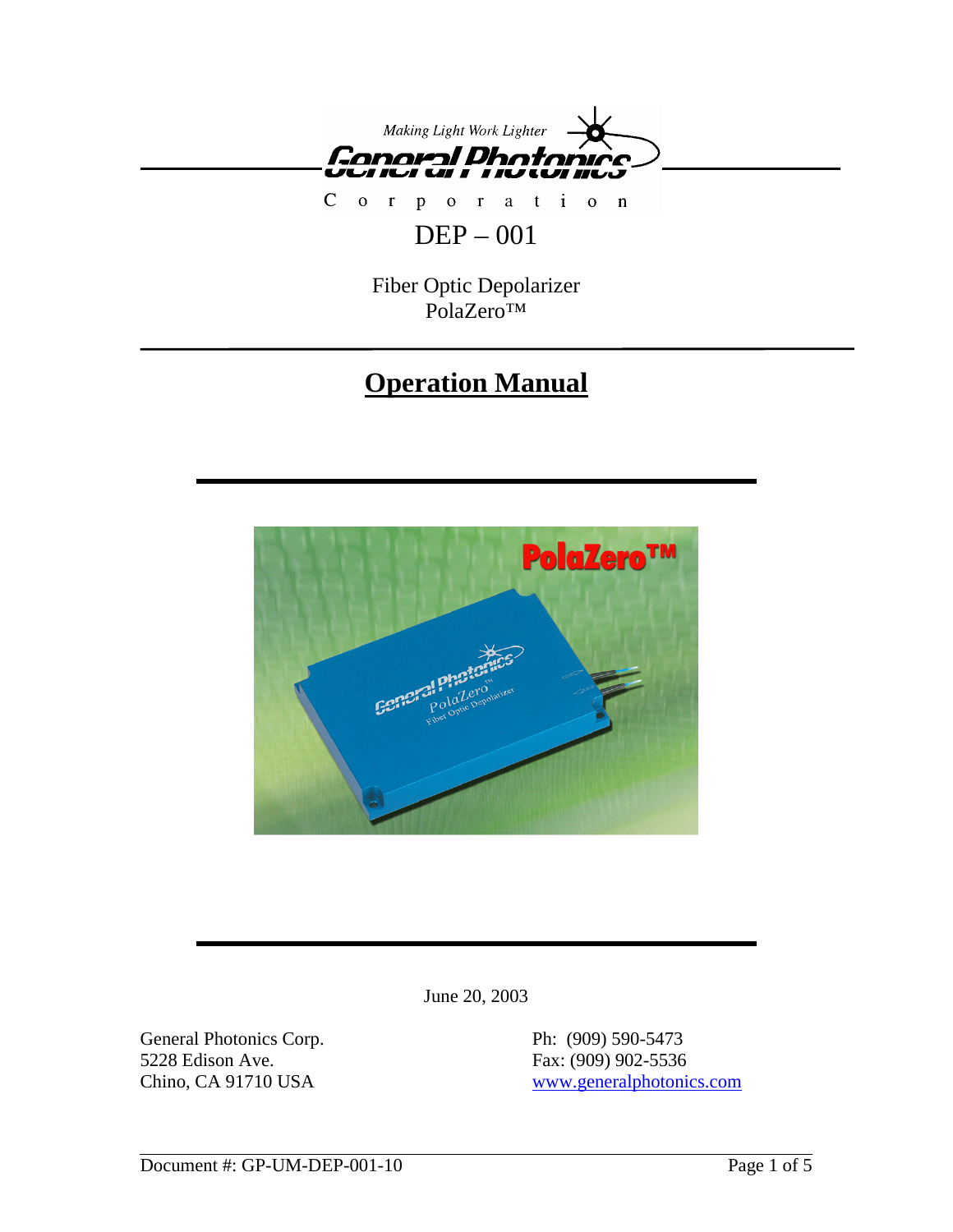Making Light Work Lighter

General Photonics Corporation

# DEP – 001

Fiber Optic Depolarizer
PolaZero™

# Operation Manual

June 20, 2003

General Photonics Corp.
5228 Edison Ave.
Chino, CA 91710 USA

Ph: (909) 590-5473
Fax: (909) 902-5536
www.generalphotonics.com

Document #: GP-UM-DEP-001-10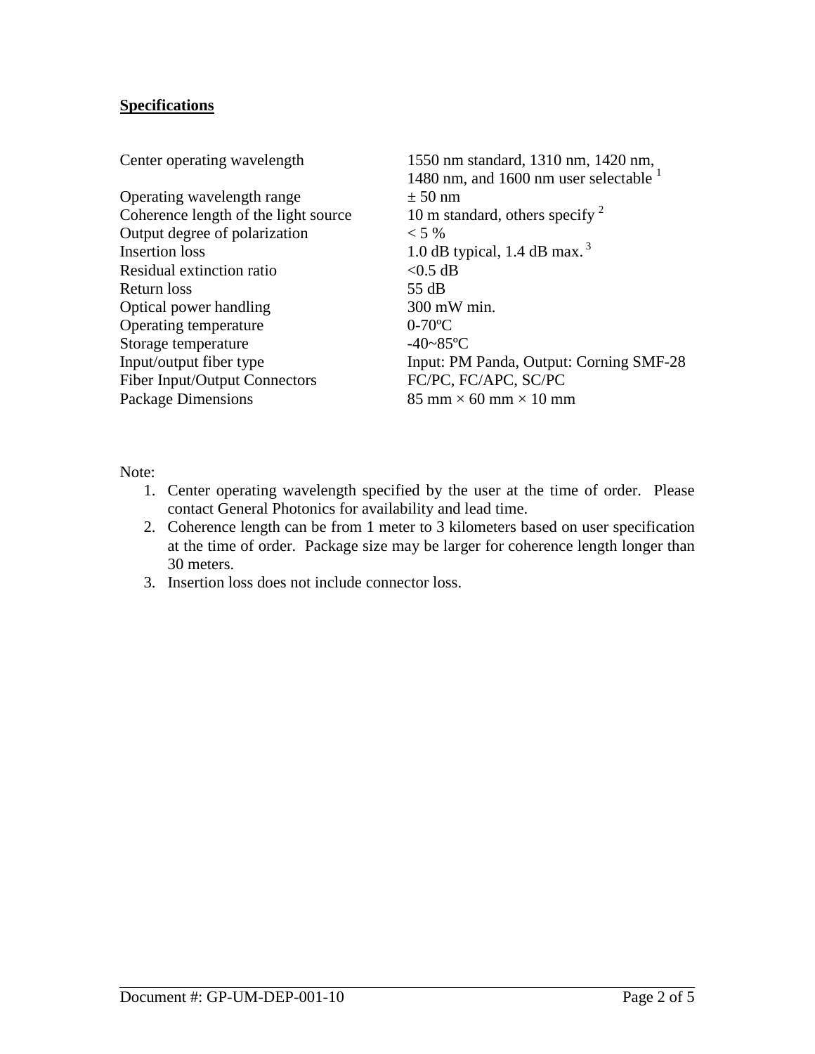**Specifications**

| | |
|---|---|
| Center operating wavelength | 1550 nm standard, 1310 nm, 1420 nm, 1480 nm, and 1600 nm user selectable [1] |
| Operating wavelength range | ± 50 nm |
| Coherence length of the light source | 10 m standard, others specify [2] |
| Output degree of polarization | < 5 % |
| Insertion loss | 1.0 dB typical, 1.4 dB max. [3] |
| Residual extinction ratio | <0.5 dB |
| Return loss | 55 dB |
| Optical power handling | 300 mW min. |
| Operating temperature | 0-70ºC |
| Storage temperature | -40~85ºC |
| Input/output fiber type | Input: PM Panda, Output: Corning SMF-28 |
| Fiber Input/Output Connectors | FC/PC, FC/APC, SC/PC |
| Package Dimensions | 85 mm × 60 mm × 10 mm |

Note:

1. Center operating wavelength specified by the user at the time of order. Please contact General Photonics for availability and lead time.
2. Coherence length can be from 1 meter to 3 kilometers based on user specification at the time of order. Package size may be larger for coherence length longer than 30 meters.
3. Insertion loss does not include connector loss.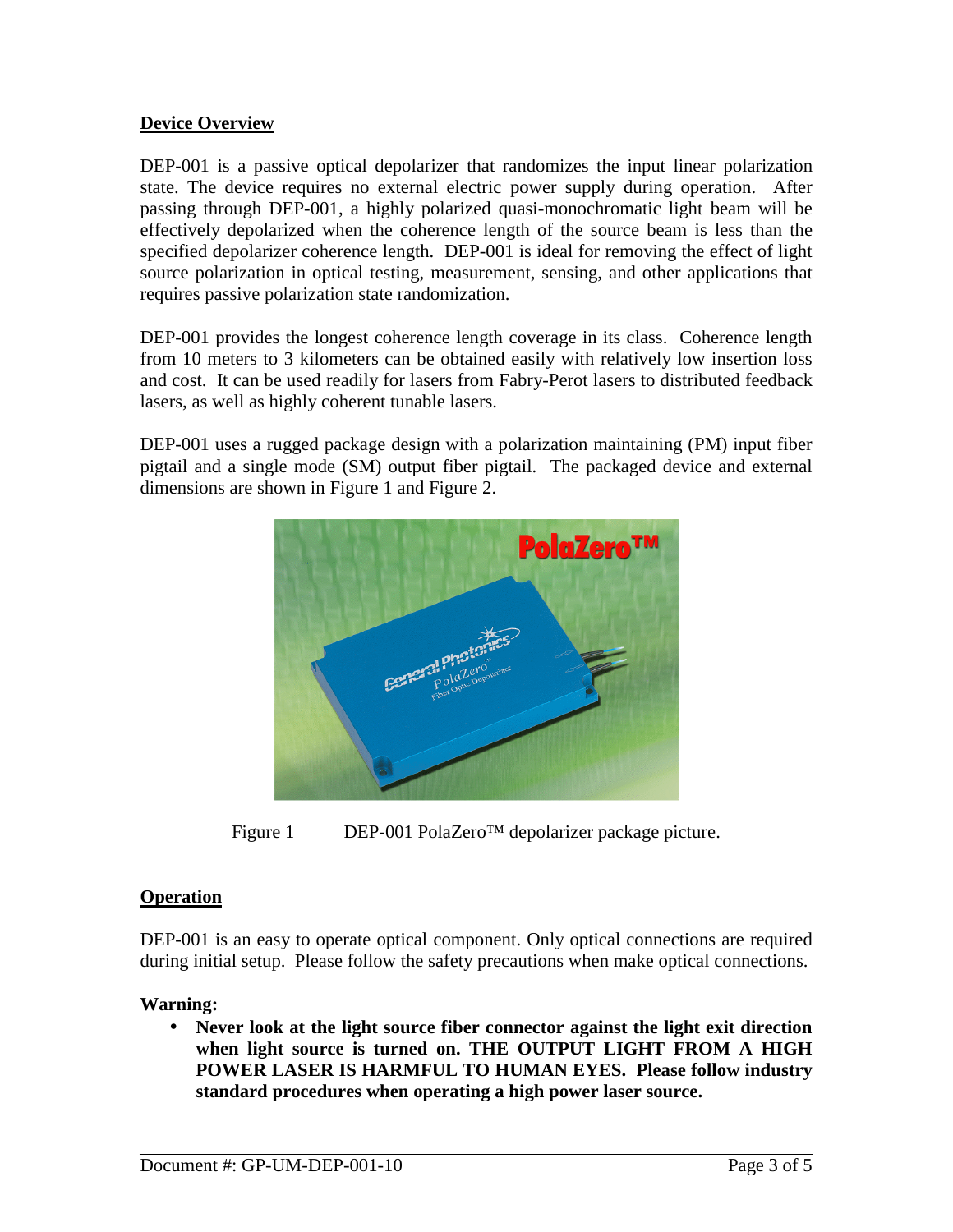## Device Overview

DEP-001 is a passive optical depolarizer that randomizes the input linear polarization state. The device requires no external electric power supply during operation. After passing through DEP-001, a highly polarized quasi-monochromatic light beam will be effectively depolarized when the coherence length of the source beam is less than the specified depolarizer coherence length. DEP-001 is ideal for removing the effect of light source polarization in optical testing, measurement, sensing, and other applications that requires passive polarization state randomization.

DEP-001 provides the longest coherence length coverage in its class. Coherence length from 10 meters to 3 kilometers can be obtained easily with relatively low insertion loss and cost. It can be used readily for lasers from Fabry-Perot lasers to distributed feedback lasers, as well as highly coherent tunable lasers.

DEP-001 uses a rugged package design with a polarization maintaining (PM) input fiber pigtail and a single mode (SM) output fiber pigtail. The packaged device and external dimensions are shown in Figure 1 and Figure 2.

Figure 1 DEP-001 PolaZero™ depolarizer package picture.

## Operation

DEP-001 is an easy to operate optical component. Only optical connections are required during initial setup. Please follow the safety precautions when make optical connections.

**Warning:**

- **Never look at the light source fiber connector against the light exit direction when light source is turned on. THE OUTPUT LIGHT FROM A HIGH POWER LASER IS HARMFUL TO HUMAN EYES. Please follow industry standard procedures when operating a high power laser source.**

Document #: GP-UM-DEP-001-10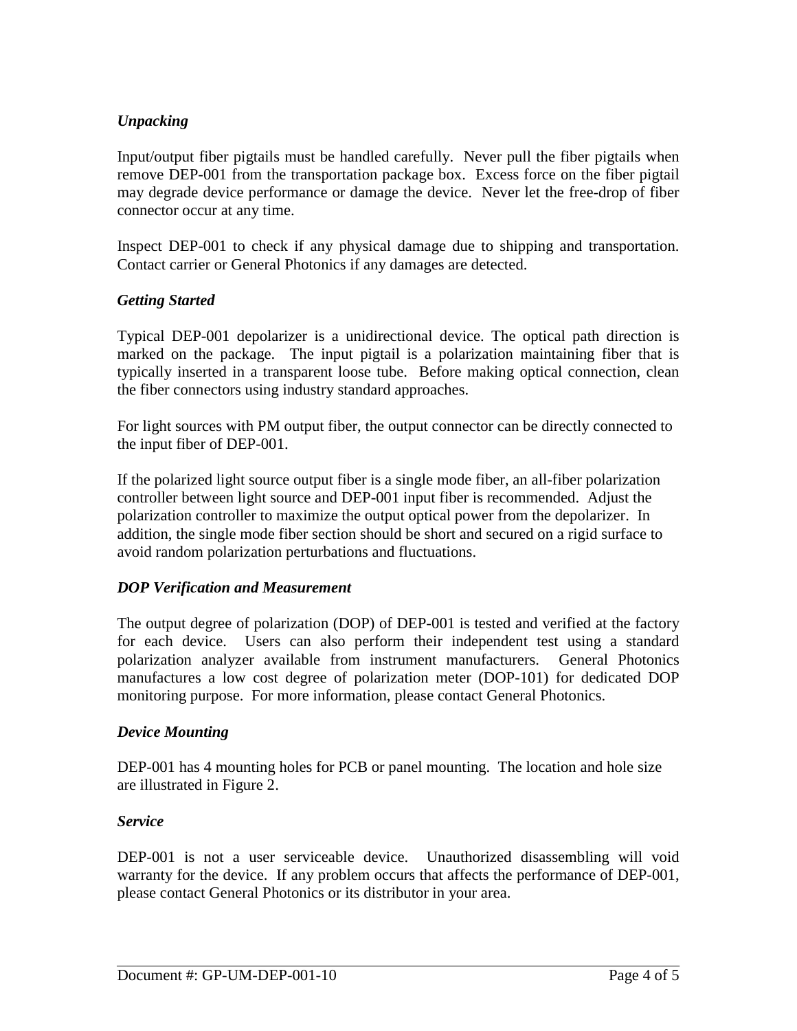### *Unpacking*

Input/output fiber pigtails must be handled carefully. Never pull the fiber pigtails when remove DEP-001 from the transportation package box. Excess force on the fiber pigtail may degrade device performance or damage the device. Never let the free-drop of fiber connector occur at any time.

Inspect DEP-001 to check if any physical damage due to shipping and transportation. Contact carrier or General Photonics if any damages are detected.

### *Getting Started*

Typical DEP-001 depolarizer is a unidirectional device. The optical path direction is marked on the package. The input pigtail is a polarization maintaining fiber that is typically inserted in a transparent loose tube. Before making optical connection, clean the fiber connectors using industry standard approaches.

For light sources with PM output fiber, the output connector can be directly connected to the input fiber of DEP-001.

If the polarized light source output fiber is a single mode fiber, an all-fiber polarization controller between light source and DEP-001 input fiber is recommended. Adjust the polarization controller to maximize the output optical power from the depolarizer. In addition, the single mode fiber section should be short and secured on a rigid surface to avoid random polarization perturbations and fluctuations.

### *DOP Verification and Measurement*

The output degree of polarization (DOP) of DEP-001 is tested and verified at the factory for each device. Users can also perform their independent test using a standard polarization analyzer available from instrument manufacturers. General Photonics manufactures a low cost degree of polarization meter (DOP-101) for dedicated DOP monitoring purpose. For more information, please contact General Photonics.

### *Device Mounting*

DEP-001 has 4 mounting holes for PCB or panel mounting. The location and hole size are illustrated in Figure 2.

### *Service*

DEP-001 is not a user serviceable device. Unauthorized disassembling will void warranty for the device. If any problem occurs that affects the performance of DEP-001, please contact General Photonics or its distributor in your area.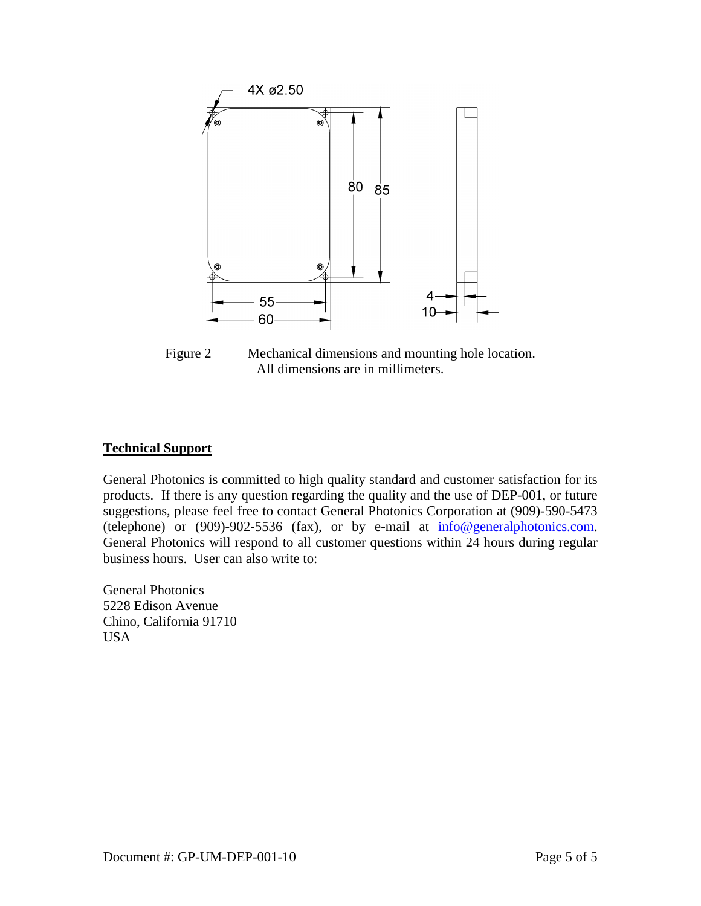4X ø2.50

80

85

55

60

4

10

Figure 2 Mechanical dimensions and mounting hole location. All dimensions are in millimeters.

## Technical Support

General Photonics is committed to high quality standard and customer satisfaction for its products. If there is any question regarding the quality and the use of DEP-001, or future suggestions, please feel free to contact General Photonics Corporation at (909)-590-5473 (telephone) or (909)-902-5536 (fax), or by e-mail at info@generalphotonics.com. General Photonics will respond to all customer questions within 24 hours during regular business hours. User can also write to:

General Photonics
5228 Edison Avenue
Chino, California 91710
USA